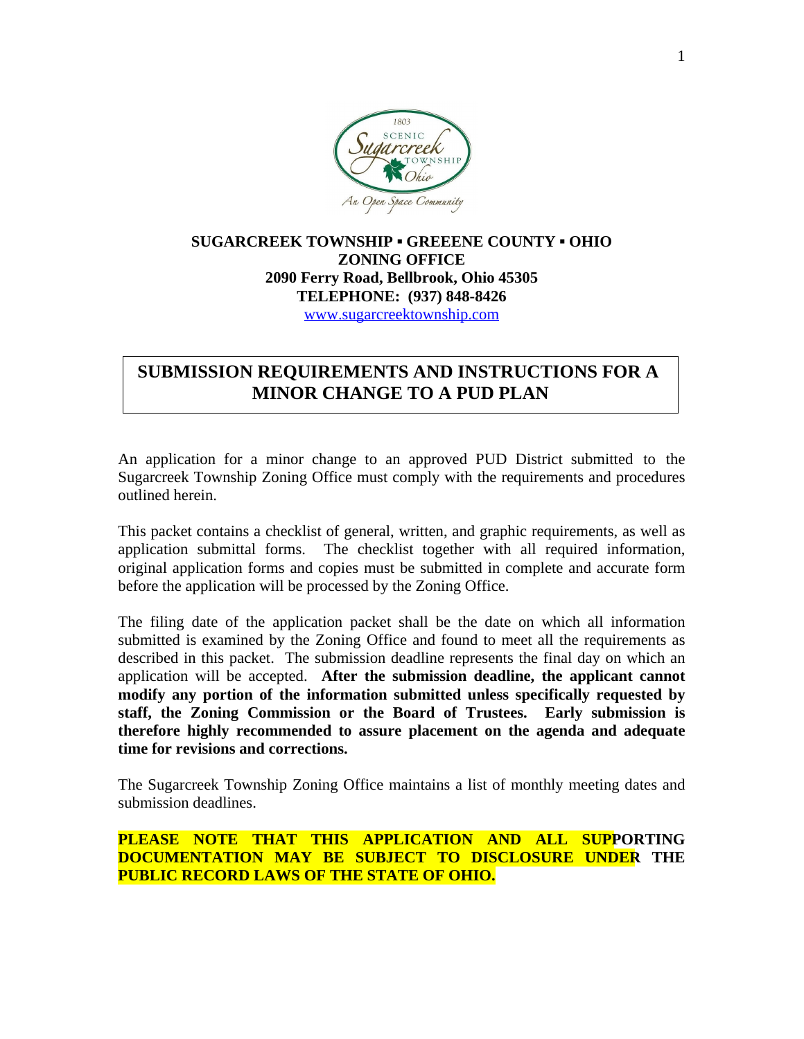**SUGARCREEK TOWNSHIP ▪ GREEENE COUNTY ▪ OHIO**
**ZONING OFFICE**
**2090 Ferry Road, Bellbrook, Ohio 45305**
**TELEPHONE: (937) 848-8426**
www.sugarcreektownship.com

# SUBMISSION REQUIREMENTS AND INSTRUCTIONS FOR A MINOR CHANGE TO A PUD PLAN

An application for a minor change to an approved PUD District submitted to the Sugarcreek Township Zoning Office must comply with the requirements and procedures outlined herein.

This packet contains a checklist of general, written, and graphic requirements, as well as application submittal forms. The checklist together with all required information, original application forms and copies must be submitted in complete and accurate form before the application will be processed by the Zoning Office.

The filing date of the application packet shall be the date on which all information submitted is examined by the Zoning Office and found to meet all the requirements as described in this packet. The submission deadline represents the final day on which an application will be accepted. **After the submission deadline, the applicant cannot modify any portion of the information submitted unless specifically requested by staff, the Zoning Commission or the Board of Trustees. Early submission is therefore highly recommended to assure placement on the agenda and adequate time for revisions and corrections.**

The Sugarcreek Township Zoning Office maintains a list of monthly meeting dates and submission deadlines.

**PLEASE NOTE THAT THIS APPLICATION AND ALL SUPPORTING DOCUMENTATION MAY BE SUBJECT TO DISCLOSURE UNDER THE PUBLIC RECORD LAWS OF THE STATE OF OHIO.**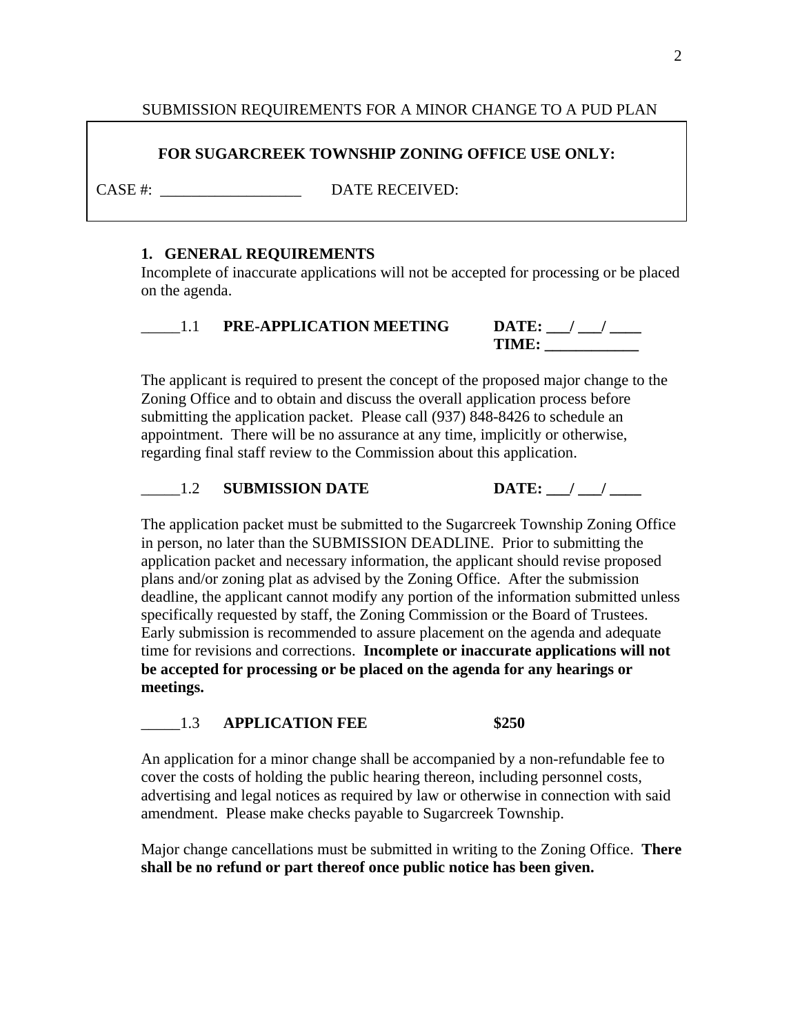SUBMISSION REQUIREMENTS FOR A MINOR CHANGE TO A PUD PLAN

**FOR SUGARCREEK TOWNSHIP ZONING OFFICE USE ONLY:**

CASE #: __________________ DATE RECEIVED:

## 1. GENERAL REQUIREMENTS

Incomplete of inaccurate applications will not be accepted for processing or be placed on the agenda.

_____1.1 **PRE-APPLICATION MEETING** **DATE: ___/ ___/ ____**
**TIME: ____________**

The applicant is required to present the concept of the proposed major change to the Zoning Office and to obtain and discuss the overall application process before submitting the application packet. Please call (937) 848-8426 to schedule an appointment. There will be no assurance at any time, implicitly or otherwise, regarding final staff review to the Commission about this application.

_____1.2 **SUBMISSION DATE** **DATE: ___/ ___/ ____**

The application packet must be submitted to the Sugarcreek Township Zoning Office in person, no later than the SUBMISSION DEADLINE. Prior to submitting the application packet and necessary information, the applicant should revise proposed plans and/or zoning plat as advised by the Zoning Office. After the submission deadline, the applicant cannot modify any portion of the information submitted unless specifically requested by staff, the Zoning Commission or the Board of Trustees. Early submission is recommended to assure placement on the agenda and adequate time for revisions and corrections. **Incomplete or inaccurate applications will not be accepted for processing or be placed on the agenda for any hearings or meetings.**

_____1.3 **APPLICATION FEE** **$250**

An application for a minor change shall be accompanied by a non-refundable fee to cover the costs of holding the public hearing thereon, including personnel costs, advertising and legal notices as required by law or otherwise in connection with said amendment. Please make checks payable to Sugarcreek Township.

Major change cancellations must be submitted in writing to the Zoning Office. **There shall be no refund or part thereof once public notice has been given.**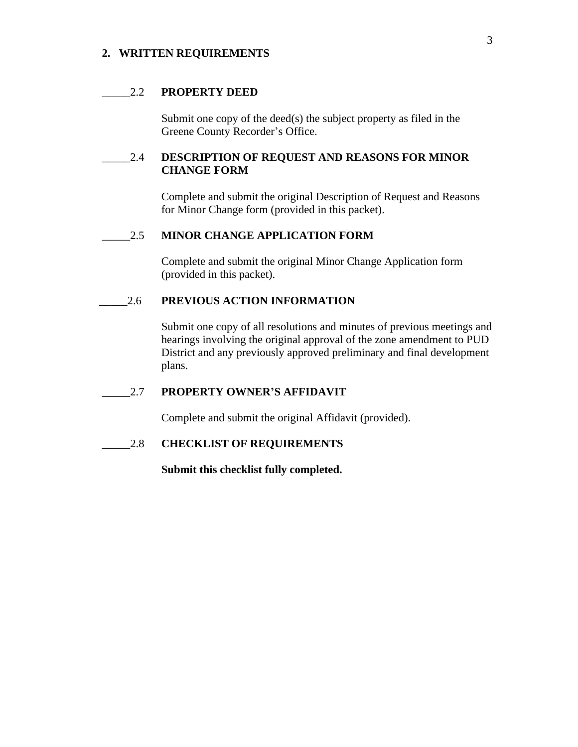## 2. WRITTEN REQUIREMENTS

_____2.2 **PROPERTY DEED**

Submit one copy of the deed(s) the subject property as filed in the Greene County Recorder's Office.

_____2.4 **DESCRIPTION OF REQUEST AND REASONS FOR MINOR CHANGE FORM**

Complete and submit the original Description of Request and Reasons for Minor Change form (provided in this packet).

_____2.5 **MINOR CHANGE APPLICATION FORM**

Complete and submit the original Minor Change Application form (provided in this packet).

_____2.6 **PREVIOUS ACTION INFORMATION**

Submit one copy of all resolutions and minutes of previous meetings and hearings involving the original approval of the zone amendment to PUD District and any previously approved preliminary and final development plans.

_____2.7 **PROPERTY OWNER'S AFFIDAVIT**

Complete and submit the original Affidavit (provided).

_____2.8 **CHECKLIST OF REQUIREMENTS**

**Submit this checklist fully completed.**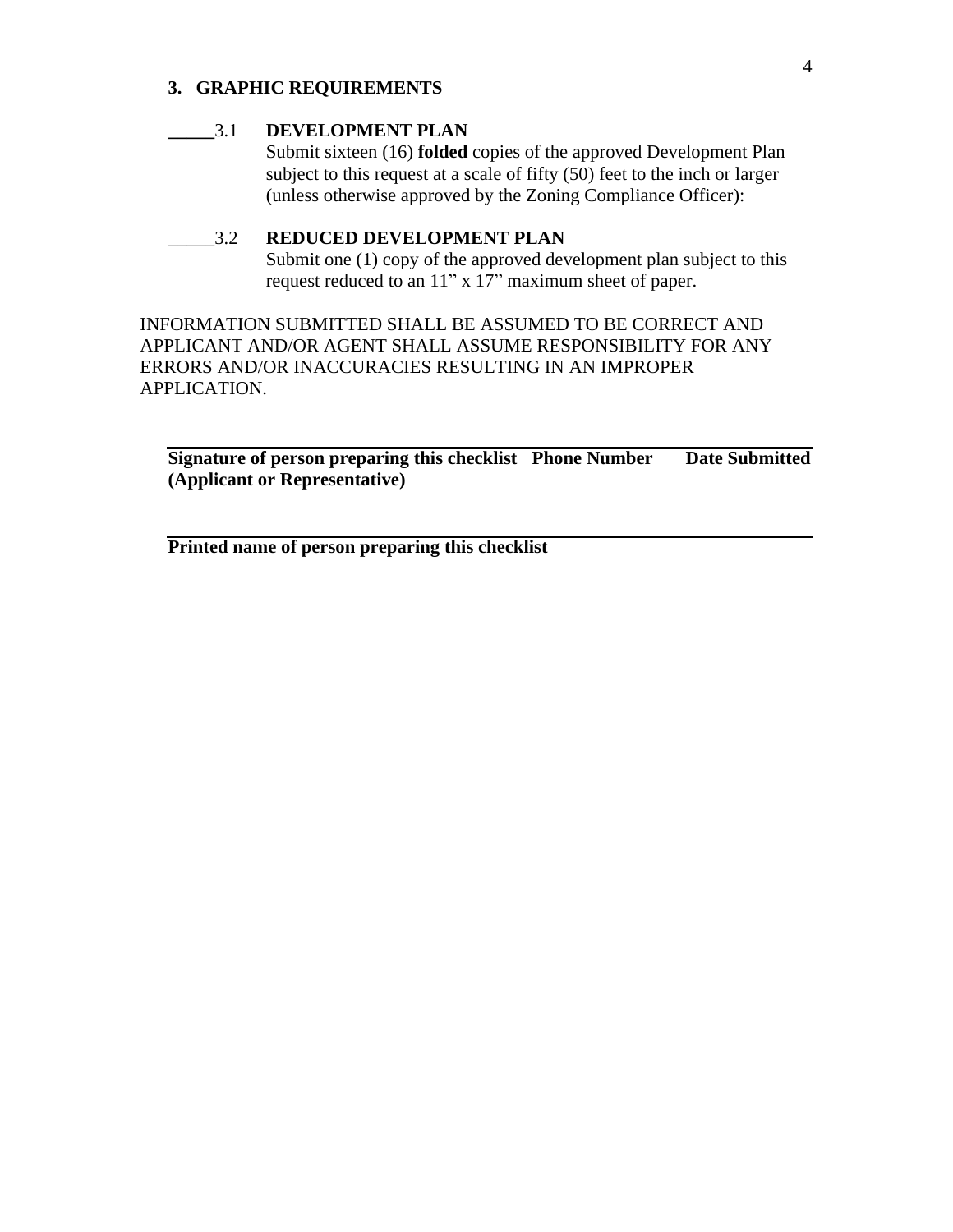### 3. GRAPHIC REQUIREMENTS

_____3.1 **DEVELOPMENT PLAN**

Submit sixteen (16) **folded** copies of the approved Development Plan subject to this request at a scale of fifty (50) feet to the inch or larger (unless otherwise approved by the Zoning Compliance Officer):

_____3.2 **REDUCED DEVELOPMENT PLAN**

Submit one (1) copy of the approved development plan subject to this request reduced to an 11" x 17" maximum sheet of paper.

INFORMATION SUBMITTED SHALL BE ASSUMED TO BE CORRECT AND APPLICANT AND/OR AGENT SHALL ASSUME RESPONSIBILITY FOR ANY ERRORS AND/OR INACCURACIES RESULTING IN AN IMPROPER APPLICATION.

_______________________________________________

**Signature of person preparing this checklist (Applicant or Representative)** **Phone Number** **Date Submitted**

_______________________________________________

**Printed name of person preparing this checklist**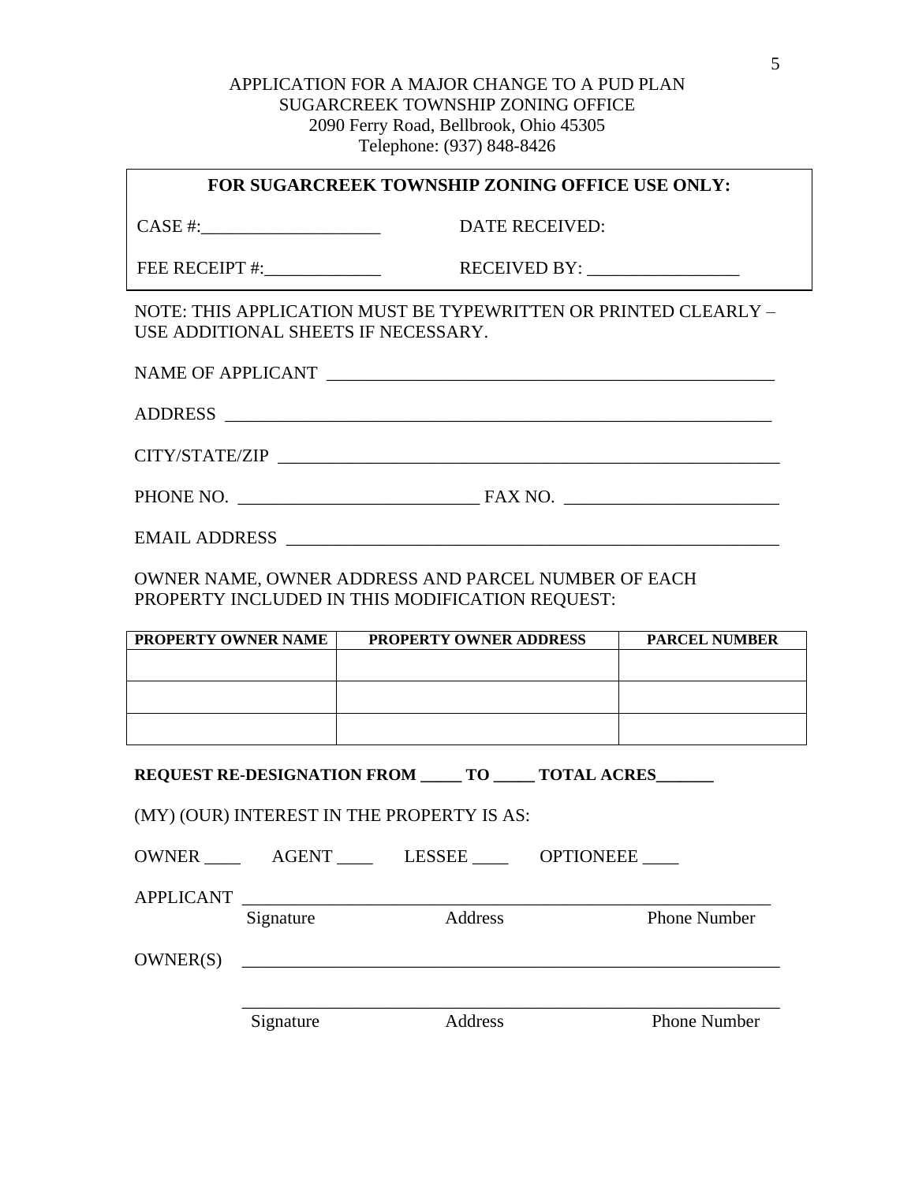APPLICATION FOR A MAJOR CHANGE TO A PUD PLAN
SUGARCREEK TOWNSHIP ZONING OFFICE
2090 Ferry Road, Bellbrook, Ohio 45305
Telephone: (937) 848-8426

**FOR SUGARCREEK TOWNSHIP ZONING OFFICE USE ONLY:**

CASE #:____________________ DATE RECEIVED:

FEE RECEIPT #:_____________ RECEIVED BY: _________________

NOTE: THIS APPLICATION MUST BE TYPEWRITTEN OR PRINTED CLEARLY – USE ADDITIONAL SHEETS IF NECESSARY.

NAME OF APPLICANT ___________________________________________________

ADDRESS ______________________________________________________________

CITY/STATE/ZIP _________________________________________________________

PHONE NO. ___________________________ FAX NO. ________________________

EMAIL ADDRESS ________________________________________________________

OWNER NAME, OWNER ADDRESS AND PARCEL NUMBER OF EACH PROPERTY INCLUDED IN THIS MODIFICATION REQUEST:

| PROPERTY OWNER NAME | PROPERTY OWNER ADDRESS | PARCEL NUMBER |
|---|---|---|
| | | |
| | | |
| | | |

**REQUEST RE-DESIGNATION FROM _____ TO _____ TOTAL ACRES_______**

(MY) (OUR) INTEREST IN THE PROPERTY IS AS:

OWNER ____ AGENT ____ LESSEE ____ OPTIONEEE ____

APPLICANT ____________________________________________________________
Signature Address Phone Number

OWNER(S) _____________________________________________________________

_____________________________________________________________
Signature Address Phone Number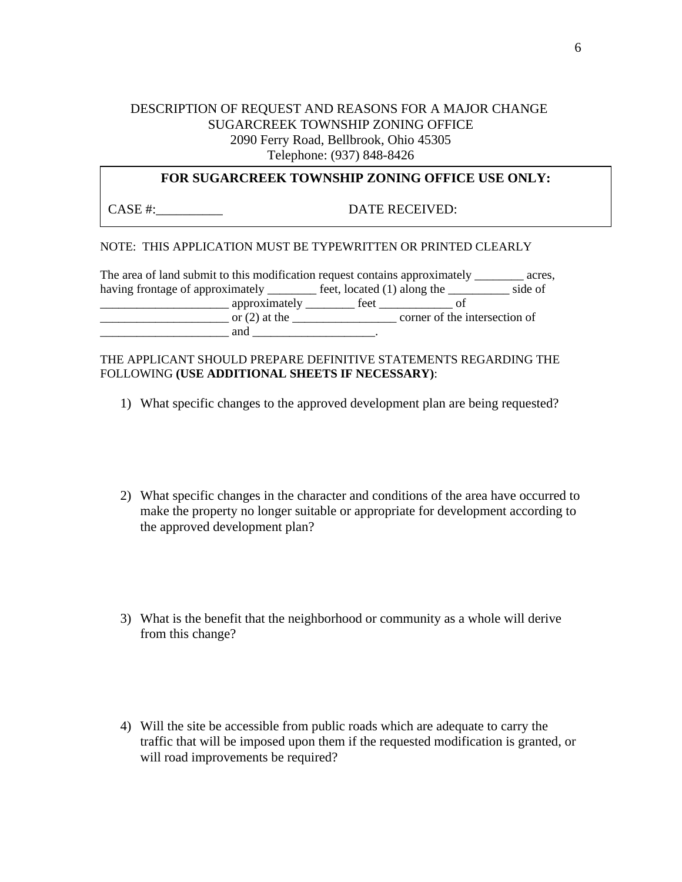DESCRIPTION OF REQUEST AND REASONS FOR A MAJOR CHANGE
SUGARCREEK TOWNSHIP ZONING OFFICE
2090 Ferry Road, Bellbrook, Ohio 45305
Telephone: (937) 848-8426

| **FOR SUGARCREEK TOWNSHIP ZONING OFFICE USE ONLY:** | |
|---|---|
| CASE #:__________ | DATE RECEIVED: |

NOTE: THIS APPLICATION MUST BE TYPEWRITTEN OR PRINTED CLEARLY

The area of land submit to this modification request contains approximately ________ acres, having frontage of approximately ________ feet, located (1) along the __________ side of _____________________ approximately ________ feet ____________ of _____________________ or (2) at the _________________ corner of the intersection of _____________________ and ____________________.

THE APPLICANT SHOULD PREPARE DEFINITIVE STATEMENTS REGARDING THE FOLLOWING **(USE ADDITIONAL SHEETS IF NECESSARY)**:

1) What specific changes to the approved development plan are being requested?

2) What specific changes in the character and conditions of the area have occurred to make the property no longer suitable or appropriate for development according to the approved development plan?

3) What is the benefit that the neighborhood or community as a whole will derive from this change?

4) Will the site be accessible from public roads which are adequate to carry the traffic that will be imposed upon them if the requested modification is granted, or will road improvements be required?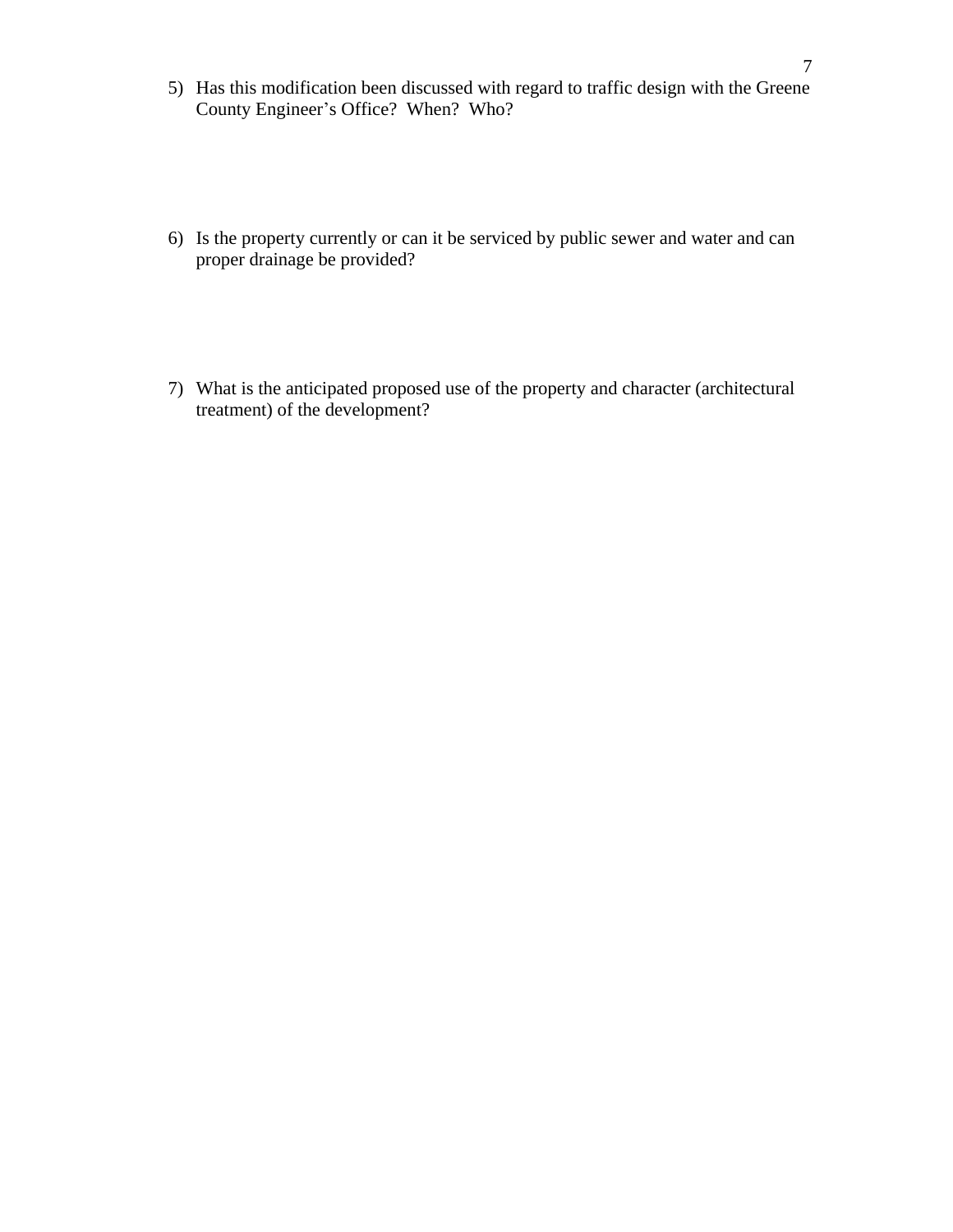5) Has this modification been discussed with regard to traffic design with the Greene County Engineer's Office? When? Who?

6) Is the property currently or can it be serviced by public sewer and water and can proper drainage be provided?

7) What is the anticipated proposed use of the property and character (architectural treatment) of the development?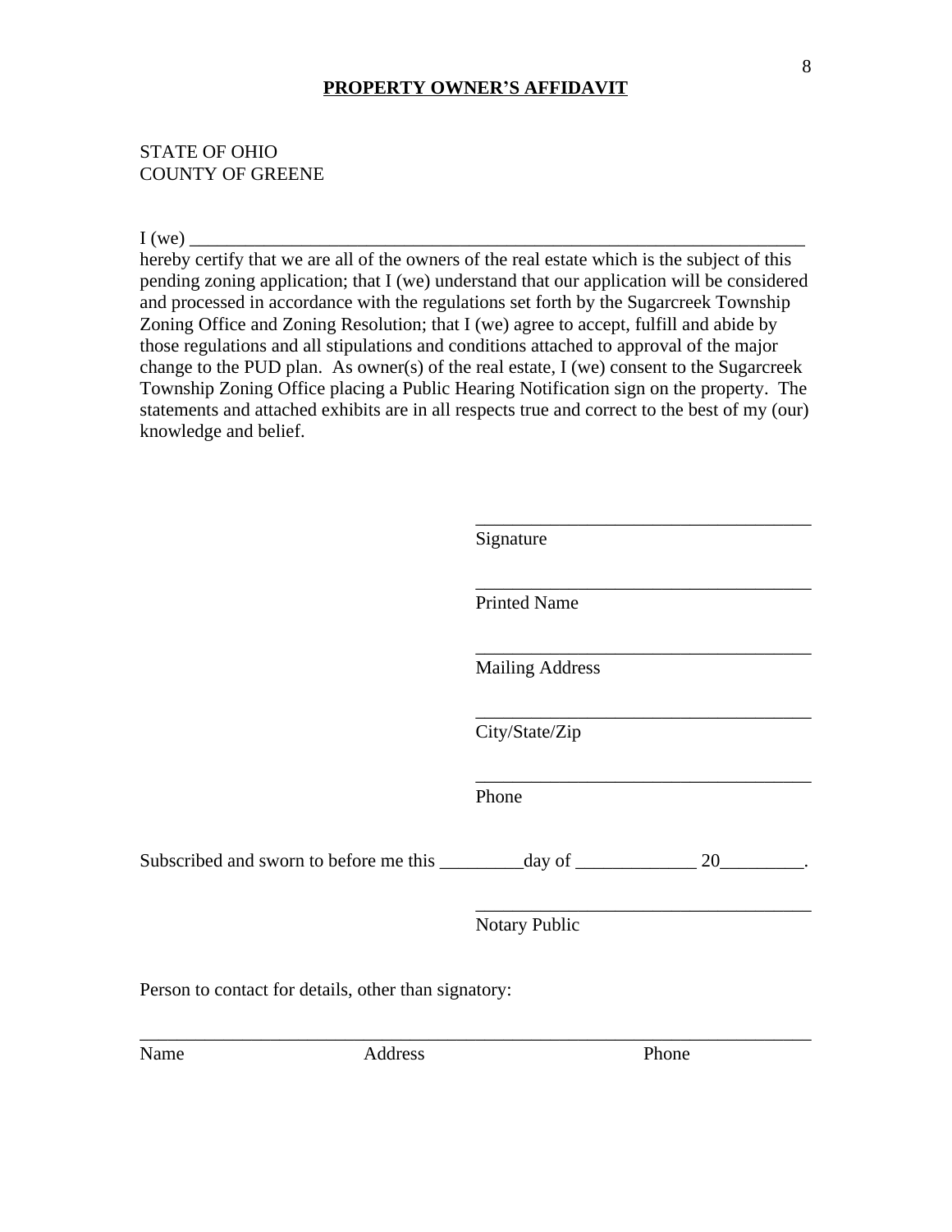**PROPERTY OWNER'S AFFIDAVIT**

STATE OF OHIO
COUNTY OF GREENE

I (we) ______________________________________________________________________
hereby certify that we are all of the owners of the real estate which is the subject of this pending zoning application; that I (we) understand that our application will be considered and processed in accordance with the regulations set forth by the Sugarcreek Township Zoning Office and Zoning Resolution; that I (we) agree to accept, fulfill and abide by those regulations and all stipulations and conditions attached to approval of the major change to the PUD plan. As owner(s) of the real estate, I (we) consent to the Sugarcreek Township Zoning Office placing a Public Hearing Notification sign on the property. The statements and attached exhibits are in all respects true and correct to the best of my (our) knowledge and belief.

_____________________________________
Signature

_____________________________________
Printed Name

_____________________________________
Mailing Address

_____________________________________
City/State/Zip

_____________________________________
Phone

Subscribed and sworn to before me this _________day of _____________ 20_________.

_____________________________________
Notary Public

Person to contact for details, other than signatory:

__________________________________________________________________________
Name Address Phone